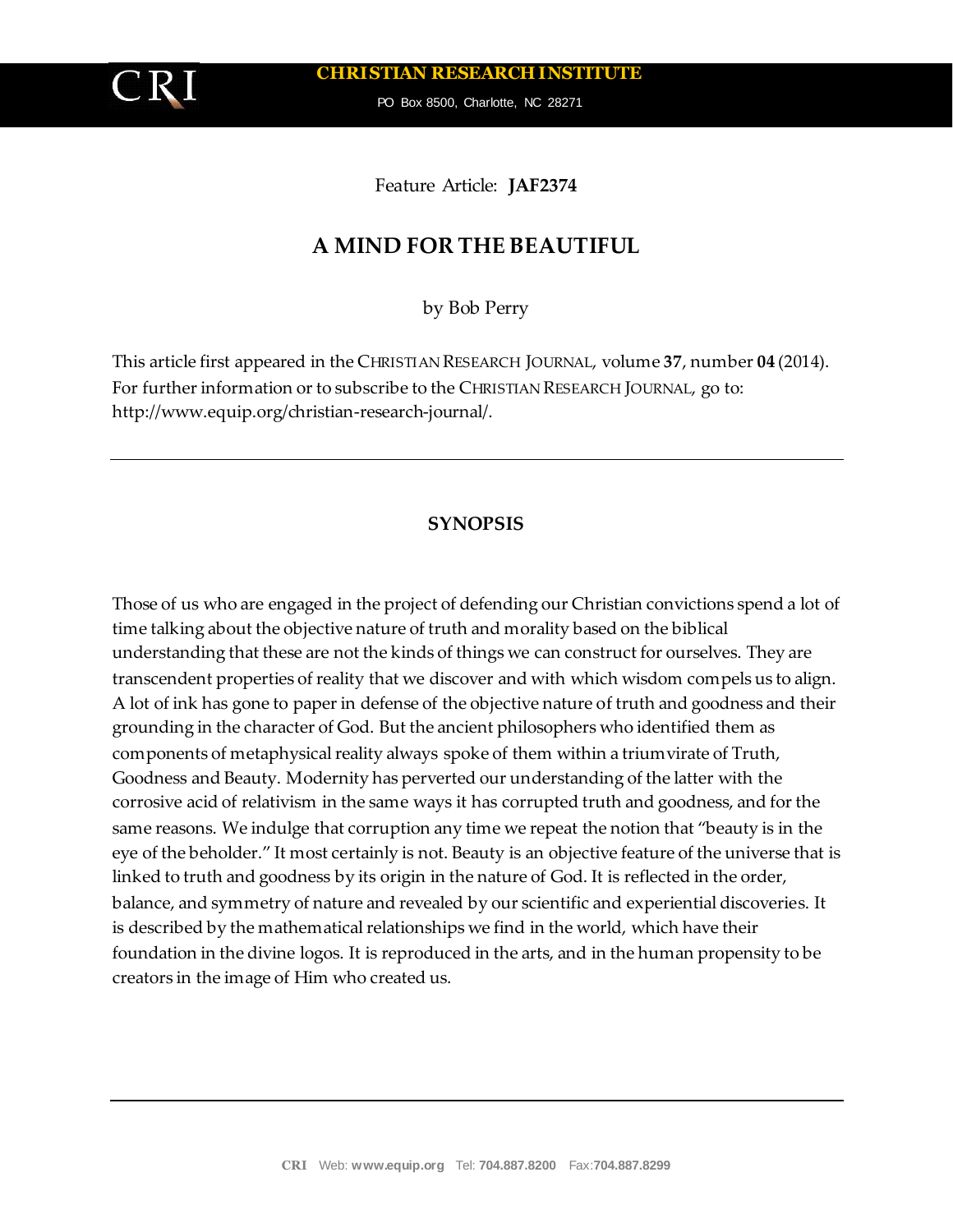**CHRISTIAN RESEARCH INSTITUTE**

PO Box 8500, Charlotte, NC 28271

Feature Article: **JAF2374**

# A MIND FOR THE BEAUTIFUL

by Bob Perry

This article first appeared in the CHRISTIAN RESEARCH JOURNAL, volume **37**, number **04** (2014). For further information or to subscribe to the CHRISTIAN RESEARCH JOURNAL, go to: http://www.equip.org/christian-research-journal/.

---

## SYNOPSIS

Those of us who are engaged in the project of defending our Christian convictions spend a lot of time talking about the objective nature of truth and morality based on the biblical understanding that these are not the kinds of things we can construct for ourselves. They are transcendent properties of reality that we discover and with which wisdom compels us to align. A lot of ink has gone to paper in defense of the objective nature of truth and goodness and their grounding in the character of God. But the ancient philosophers who identified them as components of metaphysical reality always spoke of them within a triumvirate of Truth, Goodness and Beauty. Modernity has perverted our understanding of the latter with the corrosive acid of relativism in the same ways it has corrupted truth and goodness, and for the same reasons. We indulge that corruption any time we repeat the notion that "beauty is in the eye of the beholder." It most certainly is not. Beauty is an objective feature of the universe that is linked to truth and goodness by its origin in the nature of God. It is reflected in the order, balance, and symmetry of nature and revealed by our scientific and experiential discoveries. It is described by the mathematical relationships we find in the world, which have their foundation in the divine logos. It is reproduced in the arts, and in the human propensity to be creators in the image of Him who created us.

---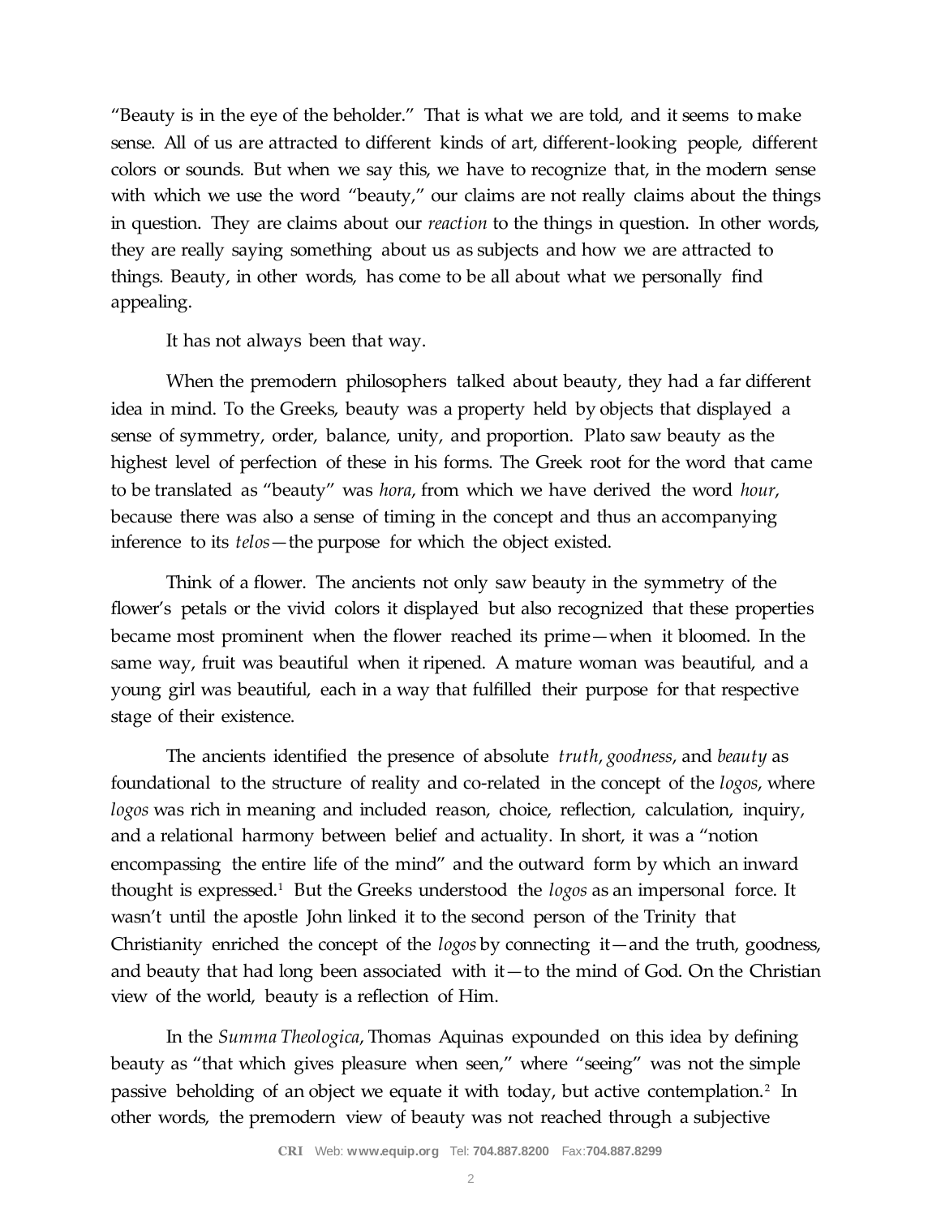"Beauty is in the eye of the beholder." That is what we are told, and it seems to make sense. All of us are attracted to different kinds of art, different-looking people, different colors or sounds. But when we say this, we have to recognize that, in the modern sense with which we use the word "beauty," our claims are not really claims about the things in question. They are claims about our *reaction* to the things in question. In other words, they are really saying something about us as subjects and how we are attracted to things. Beauty, in other words, has come to be all about what we personally find appealing.

It has not always been that way.

When the premodern philosophers talked about beauty, they had a far different idea in mind. To the Greeks, beauty was a property held by objects that displayed a sense of symmetry, order, balance, unity, and proportion. Plato saw beauty as the highest level of perfection of these in his forms. The Greek root for the word that came to be translated as "beauty" was *hora*, from which we have derived the word *hour*, because there was also a sense of timing in the concept and thus an accompanying inference to its *telos*—the purpose for which the object existed.

Think of a flower. The ancients not only saw beauty in the symmetry of the flower's petals or the vivid colors it displayed but also recognized that these properties became most prominent when the flower reached its prime—when it bloomed. In the same way, fruit was beautiful when it ripened. A mature woman was beautiful, and a young girl was beautiful, each in a way that fulfilled their purpose for that respective stage of their existence.

The ancients identified the presence of absolute *truth*, *goodness*, and *beauty* as foundational to the structure of reality and co-related in the concept of the *logos*, where *logos* was rich in meaning and included reason, choice, reflection, calculation, inquiry, and a relational harmony between belief and actuality. In short, it was a "notion encompassing the entire life of the mind" and the outward form by which an inward thought is expressed.[1] But the Greeks understood the *logos* as an impersonal force. It wasn't until the apostle John linked it to the second person of the Trinity that Christianity enriched the concept of the *logos* by connecting it—and the truth, goodness, and beauty that had long been associated with it—to the mind of God. On the Christian view of the world, beauty is a reflection of Him.

In the *Summa Theologica*, Thomas Aquinas expounded on this idea by defining beauty as "that which gives pleasure when seen," where "seeing" was not the simple passive beholding of an object we equate it with today, but active contemplation.[2] In other words, the premodern view of beauty was not reached through a subjective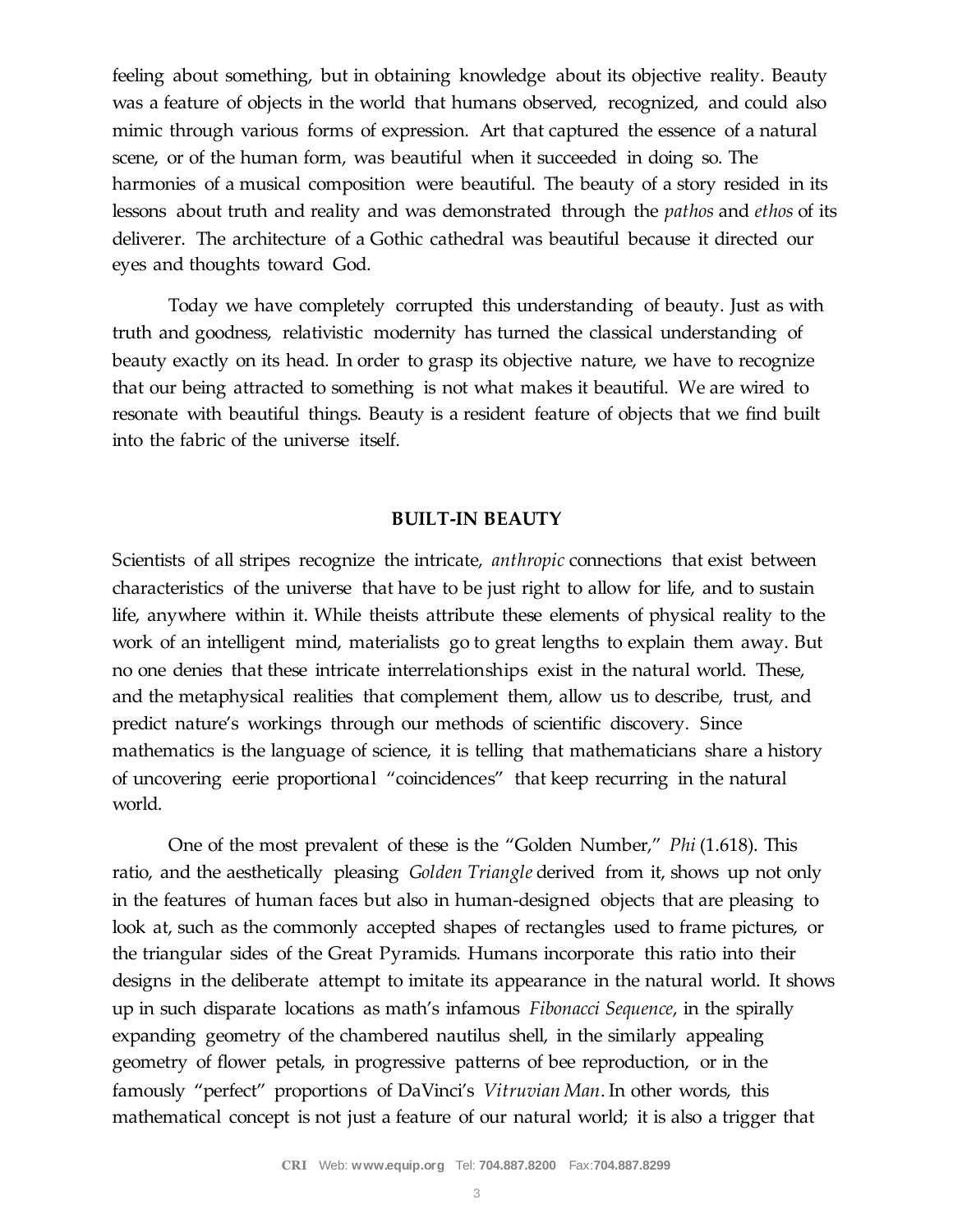feeling about something, but in obtaining knowledge about its objective reality. Beauty was a feature of objects in the world that humans observed, recognized, and could also mimic through various forms of expression. Art that captured the essence of a natural scene, or of the human form, was beautiful when it succeeded in doing so. The harmonies of a musical composition were beautiful. The beauty of a story resided in its lessons about truth and reality and was demonstrated through the *pathos* and *ethos* of its deliverer. The architecture of a Gothic cathedral was beautiful because it directed our eyes and thoughts toward God.

Today we have completely corrupted this understanding of beauty. Just as with truth and goodness, relativistic modernity has turned the classical understanding of beauty exactly on its head. In order to grasp its objective nature, we have to recognize that our being attracted to something is not what makes it beautiful. We are wired to resonate with beautiful things. Beauty is a resident feature of objects that we find built into the fabric of the universe itself.

## BUILT-IN BEAUTY

Scientists of all stripes recognize the intricate, *anthropic* connections that exist between characteristics of the universe that have to be just right to allow for life, and to sustain life, anywhere within it. While theists attribute these elements of physical reality to the work of an intelligent mind, materialists go to great lengths to explain them away. But no one denies that these intricate interrelationships exist in the natural world. These, and the metaphysical realities that complement them, allow us to describe, trust, and predict nature's workings through our methods of scientific discovery. Since mathematics is the language of science, it is telling that mathematicians share a history of uncovering eerie proportional "coincidences" that keep recurring in the natural world.

One of the most prevalent of these is the "Golden Number," *Phi* (1.618). This ratio, and the aesthetically pleasing *Golden Triangle* derived from it, shows up not only in the features of human faces but also in human-designed objects that are pleasing to look at, such as the commonly accepted shapes of rectangles used to frame pictures, or the triangular sides of the Great Pyramids. Humans incorporate this ratio into their designs in the deliberate attempt to imitate its appearance in the natural world. It shows up in such disparate locations as math's infamous *Fibonacci Sequence*, in the spirally expanding geometry of the chambered nautilus shell, in the similarly appealing geometry of flower petals, in progressive patterns of bee reproduction, or in the famously "perfect" proportions of DaVinci's *Vitruvian Man*. In other words, this mathematical concept is not just a feature of our natural world; it is also a trigger that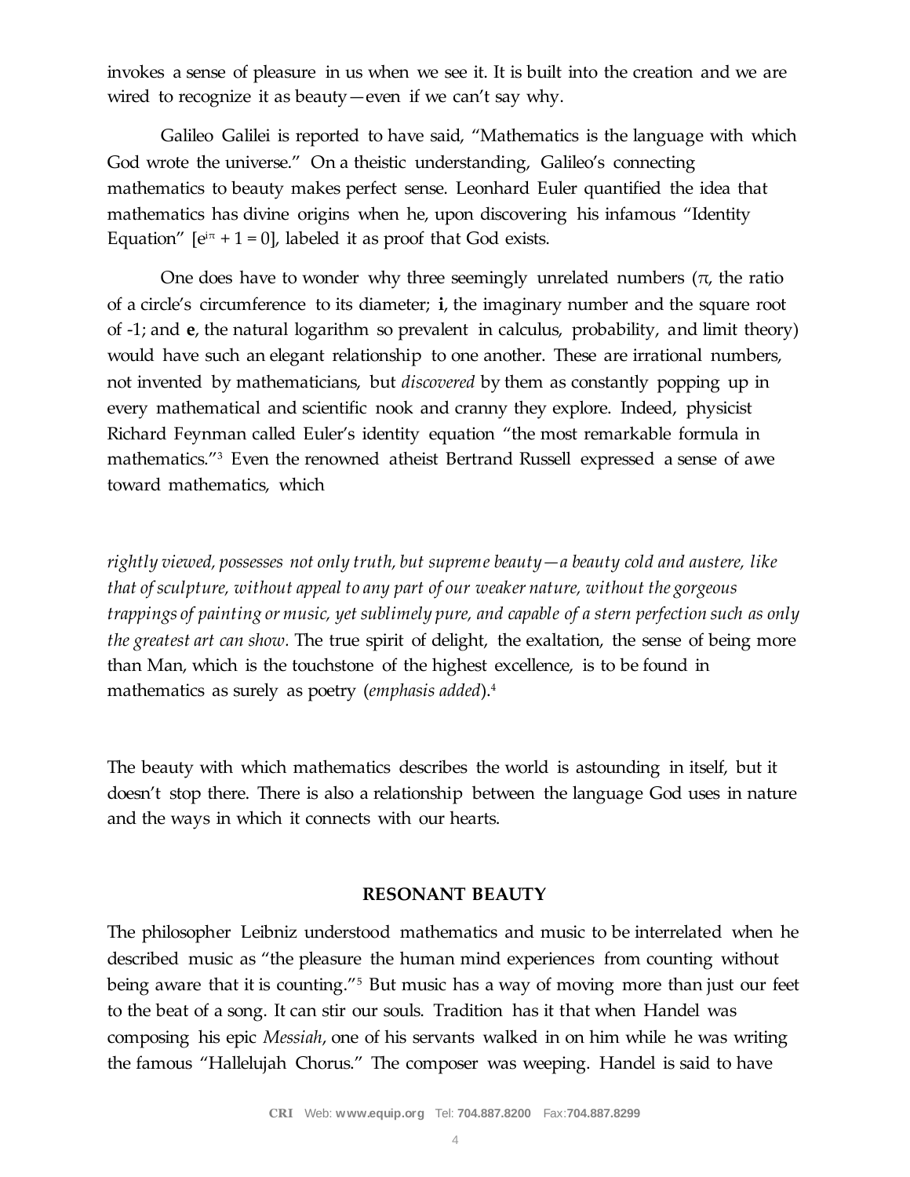invokes a sense of pleasure in us when we see it. It is built into the creation and we are wired to recognize it as beauty—even if we can't say why.

Galileo Galilei is reported to have said, "Mathematics is the language with which God wrote the universe." On a theistic understanding, Galileo's connecting mathematics to beauty makes perfect sense. Leonhard Euler quantified the idea that mathematics has divine origins when he, upon discovering his infamous "Identity Equation" [$e^{i\pi} + 1 = 0$], labeled it as proof that God exists.

One does have to wonder why three seemingly unrelated numbers ($\pi$, the ratio of a circle's circumference to its diameter; **i**, the imaginary number and the square root of -1; and **e**, the natural logarithm so prevalent in calculus, probability, and limit theory) would have such an elegant relationship to one another. These are irrational numbers, not invented by mathematicians, but *discovered* by them as constantly popping up in every mathematical and scientific nook and cranny they explore. Indeed, physicist Richard Feynman called Euler's identity equation "the most remarkable formula in mathematics."[3] Even the renowned atheist Bertrand Russell expressed a sense of awe toward mathematics, which

> *rightly viewed, possesses not only truth, but supreme beauty—a beauty cold and austere, like that of sculpture, without appeal to any part of our weaker nature, without the gorgeous trappings of painting or music, yet sublimely pure, and capable of a stern perfection such as only the greatest art can show.* The true spirit of delight, the exaltation, the sense of being more than Man, which is the touchstone of the highest excellence, is to be found in mathematics as surely as poetry (*emphasis added*).[4]

The beauty with which mathematics describes the world is astounding in itself, but it doesn't stop there. There is also a relationship between the language God uses in nature and the ways in which it connects with our hearts.

## RESONANT BEAUTY

The philosopher Leibniz understood mathematics and music to be interrelated when he described music as "the pleasure the human mind experiences from counting without being aware that it is counting."[5] But music has a way of moving more than just our feet to the beat of a song. It can stir our souls. Tradition has it that when Handel was composing his epic *Messiah*, one of his servants walked in on him while he was writing the famous "Hallelujah Chorus." The composer was weeping. Handel is said to have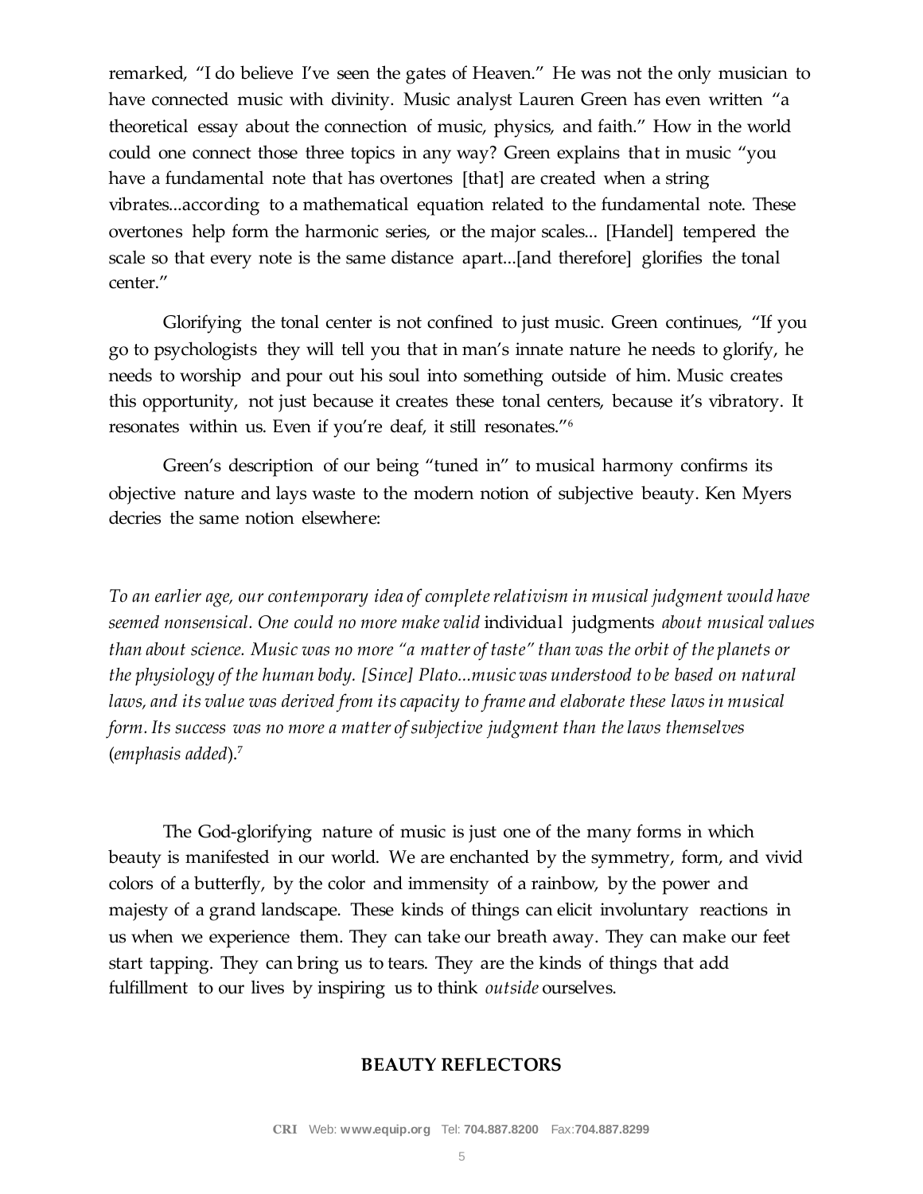remarked, "I do believe I've seen the gates of Heaven." He was not the only musician to have connected music with divinity. Music analyst Lauren Green has even written "a theoretical essay about the connection of music, physics, and faith." How in the world could one connect those three topics in any way? Green explains that in music "you have a fundamental note that has overtones [that] are created when a string vibrates...according to a mathematical equation related to the fundamental note. These overtones help form the harmonic series, or the major scales... [Handel] tempered the scale so that every note is the same distance apart...[and therefore] glorifies the tonal center."

Glorifying the tonal center is not confined to just music. Green continues, "If you go to psychologists they will tell you that in man's innate nature he needs to glorify, he needs to worship and pour out his soul into something outside of him. Music creates this opportunity, not just because it creates these tonal centers, because it's vibratory. It resonates within us. Even if you're deaf, it still resonates."[6]

Green's description of our being "tuned in" to musical harmony confirms its objective nature and lays waste to the modern notion of subjective beauty. Ken Myers decries the same notion elsewhere:

> *To an earlier age, our contemporary idea of complete relativism in musical judgment would have seemed nonsensical. One could no more make valid* individual judgments *about musical values than about science. Music was no more "a matter of taste" than was the orbit of the planets or the physiology of the human body. [Since] Plato...music was understood to be based on natural laws, and its value was derived from its capacity to frame and elaborate these laws in musical form. Its success was no more a matter of subjective judgment than the laws themselves* (*emphasis added*).[7]

The God-glorifying nature of music is just one of the many forms in which beauty is manifested in our world. We are enchanted by the symmetry, form, and vivid colors of a butterfly, by the color and immensity of a rainbow, by the power and majesty of a grand landscape. These kinds of things can elicit involuntary reactions in us when we experience them. They can take our breath away. They can make our feet start tapping. They can bring us to tears. They are the kinds of things that add fulfillment to our lives by inspiring us to think *outside* ourselves.

## BEAUTY REFLECTORS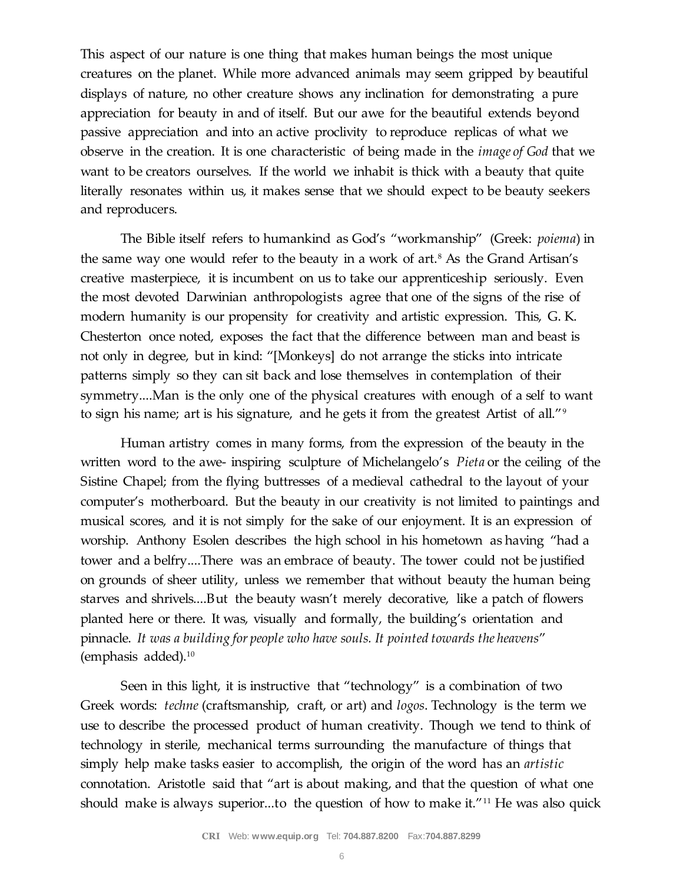This aspect of our nature is one thing that makes human beings the most unique creatures on the planet. While more advanced animals may seem gripped by beautiful displays of nature, no other creature shows any inclination for demonstrating a pure appreciation for beauty in and of itself. But our awe for the beautiful extends beyond passive appreciation and into an active proclivity to reproduce replicas of what we observe in the creation. It is one characteristic of being made in the *image of God* that we want to be creators ourselves. If the world we inhabit is thick with a beauty that quite literally resonates within us, it makes sense that we should expect to be beauty seekers and reproducers.

The Bible itself refers to humankind as God's "workmanship" (Greek: *poiema*) in the same way one would refer to the beauty in a work of art.[8] As the Grand Artisan's creative masterpiece, it is incumbent on us to take our apprenticeship seriously. Even the most devoted Darwinian anthropologists agree that one of the signs of the rise of modern humanity is our propensity for creativity and artistic expression. This, G. K. Chesterton once noted, exposes the fact that the difference between man and beast is not only in degree, but in kind: "[Monkeys] do not arrange the sticks into intricate patterns simply so they can sit back and lose themselves in contemplation of their symmetry....Man is the only one of the physical creatures with enough of a self to want to sign his name; art is his signature, and he gets it from the greatest Artist of all."[9]

Human artistry comes in many forms, from the expression of the beauty in the written word to the awe- inspiring sculpture of Michelangelo's *Pieta* or the ceiling of the Sistine Chapel; from the flying buttresses of a medieval cathedral to the layout of your computer's motherboard. But the beauty in our creativity is not limited to paintings and musical scores, and it is not simply for the sake of our enjoyment. It is an expression of worship. Anthony Esolen describes the high school in his hometown as having "had a tower and a belfry....There was an embrace of beauty. The tower could not be justified on grounds of sheer utility, unless we remember that without beauty the human being starves and shrivels....But the beauty wasn't merely decorative, like a patch of flowers planted here or there. It was, visually and formally, the building's orientation and pinnacle. *It was a building for people who have souls. It pointed towards the heavens*" (emphasis added).[10]

Seen in this light, it is instructive that "technology" is a combination of two Greek words: *techne* (craftsmanship, craft, or art) and *logos*. Technology is the term we use to describe the processed product of human creativity. Though we tend to think of technology in sterile, mechanical terms surrounding the manufacture of things that simply help make tasks easier to accomplish, the origin of the word has an *artistic* connotation. Aristotle said that "art is about making, and that the question of what one should make is always superior...to the question of how to make it."[11] He was also quick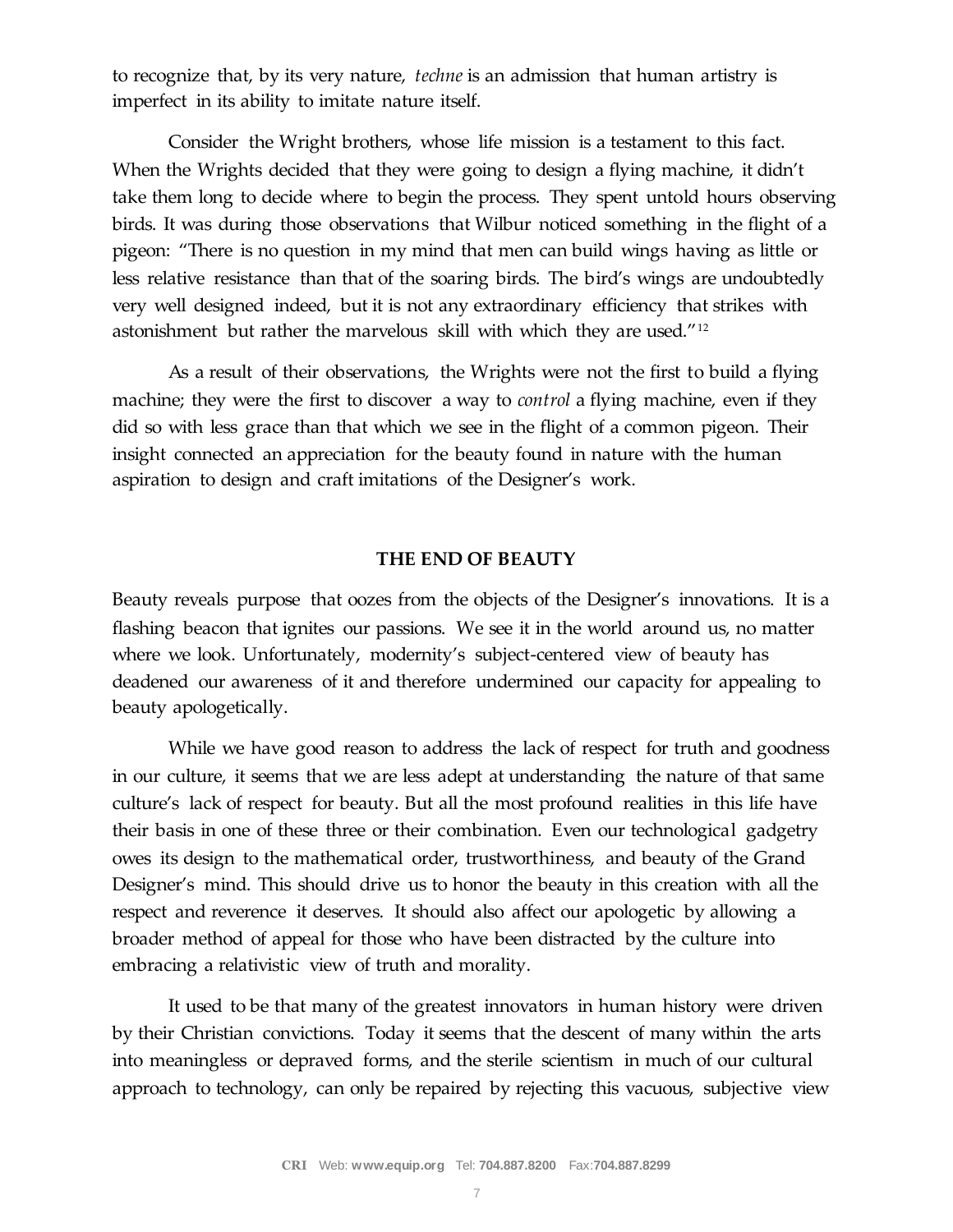to recognize that, by its very nature, *techne* is an admission that human artistry is imperfect in its ability to imitate nature itself.

Consider the Wright brothers, whose life mission is a testament to this fact. When the Wrights decided that they were going to design a flying machine, it didn't take them long to decide where to begin the process. They spent untold hours observing birds. It was during those observations that Wilbur noticed something in the flight of a pigeon: "There is no question in my mind that men can build wings having as little or less relative resistance than that of the soaring birds. The bird's wings are undoubtedly very well designed indeed, but it is not any extraordinary efficiency that strikes with astonishment but rather the marvelous skill with which they are used."[12]

As a result of their observations, the Wrights were not the first to build a flying machine; they were the first to discover a way to *control* a flying machine, even if they did so with less grace than that which we see in the flight of a common pigeon. Their insight connected an appreciation for the beauty found in nature with the human aspiration to design and craft imitations of the Designer's work.

## THE END OF BEAUTY

Beauty reveals purpose that oozes from the objects of the Designer's innovations. It is a flashing beacon that ignites our passions. We see it in the world around us, no matter where we look. Unfortunately, modernity's subject-centered view of beauty has deadened our awareness of it and therefore undermined our capacity for appealing to beauty apologetically.

While we have good reason to address the lack of respect for truth and goodness in our culture, it seems that we are less adept at understanding the nature of that same culture's lack of respect for beauty. But all the most profound realities in this life have their basis in one of these three or their combination. Even our technological gadgetry owes its design to the mathematical order, trustworthiness, and beauty of the Grand Designer's mind. This should drive us to honor the beauty in this creation with all the respect and reverence it deserves. It should also affect our apologetic by allowing a broader method of appeal for those who have been distracted by the culture into embracing a relativistic view of truth and morality.

It used to be that many of the greatest innovators in human history were driven by their Christian convictions. Today it seems that the descent of many within the arts into meaningless or depraved forms, and the sterile scientism in much of our cultural approach to technology, can only be repaired by rejecting this vacuous, subjective view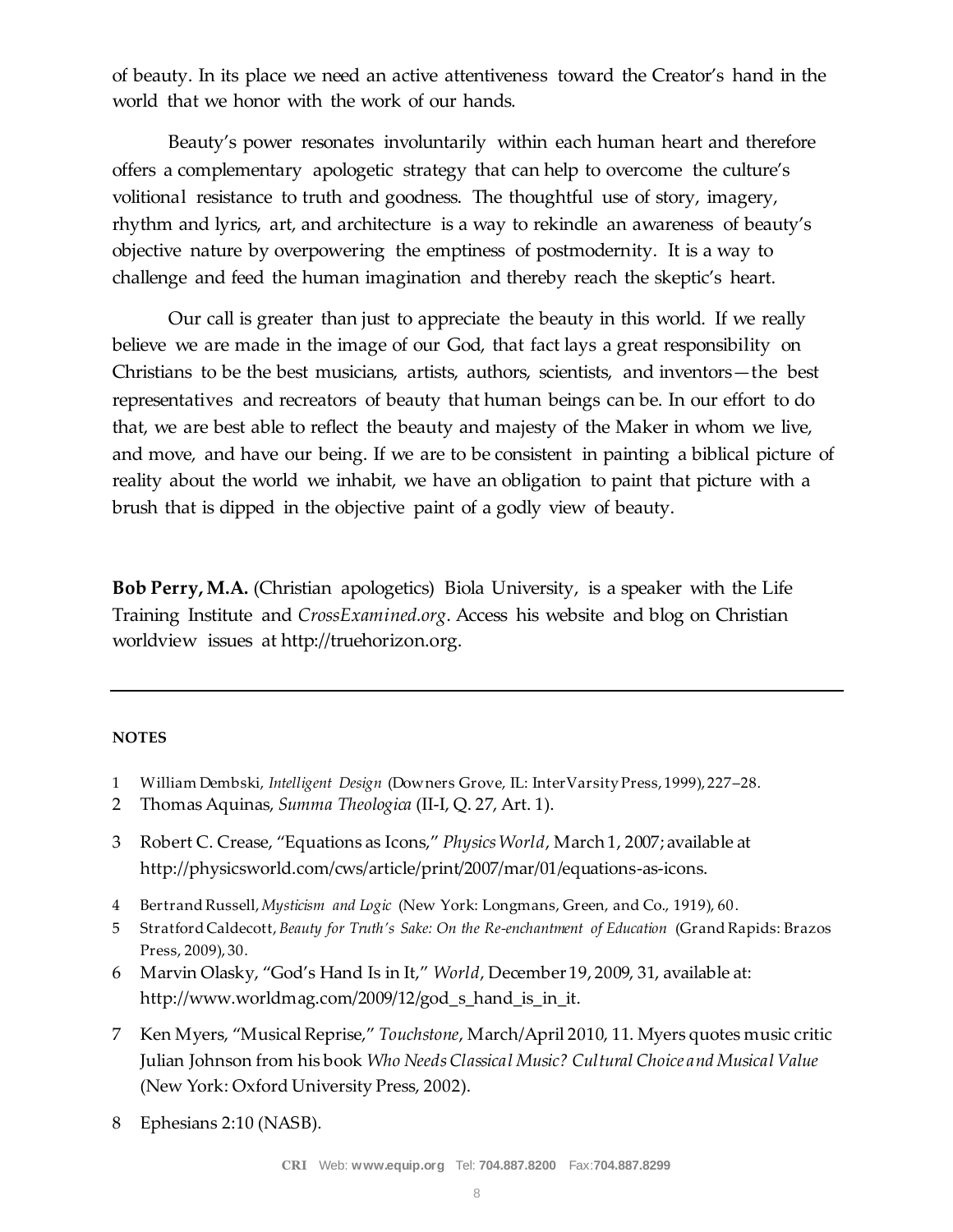of beauty. In its place we need an active attentiveness toward the Creator's hand in the world that we honor with the work of our hands.

Beauty's power resonates involuntarily within each human heart and therefore offers a complementary apologetic strategy that can help to overcome the culture's volitional resistance to truth and goodness. The thoughtful use of story, imagery, rhythm and lyrics, art, and architecture is a way to rekindle an awareness of beauty's objective nature by overpowering the emptiness of postmodernity. It is a way to challenge and feed the human imagination and thereby reach the skeptic's heart.

Our call is greater than just to appreciate the beauty in this world. If we really believe we are made in the image of our God, that fact lays a great responsibility on Christians to be the best musicians, artists, authors, scientists, and inventors—the best representatives and recreators of beauty that human beings can be. In our effort to do that, we are best able to reflect the beauty and majesty of the Maker in whom we live, and move, and have our being. If we are to be consistent in painting a biblical picture of reality about the world we inhabit, we have an obligation to paint that picture with a brush that is dipped in the objective paint of a godly view of beauty.

**Bob Perry, M.A.** (Christian apologetics) Biola University, is a speaker with the Life Training Institute and *CrossExamined.org*. Access his website and blog on Christian worldview issues at http://truehorizon.org.

---

**NOTES**

1 William Dembski, *Intelligent Design* (Downers Grove, IL: InterVarsity Press, 1999), 227–28.
2 Thomas Aquinas, *Summa Theologica* (II-I, Q. 27, Art. 1).
3 Robert C. Crease, "Equations as Icons," *Physics World*, March 1, 2007; available at http://physicsworld.com/cws/article/print/2007/mar/01/equations-as-icons.
4 Bertrand Russell, *Mysticism and Logic* (New York: Longmans, Green, and Co., 1919), 60.
5 Stratford Caldecott, *Beauty for Truth's Sake: On the Re-enchantment of Education* (Grand Rapids: Brazos Press, 2009), 30.
6 Marvin Olasky, "God's Hand Is in It," *World*, December 19, 2009, 31, available at: http://www.worldmag.com/2009/12/god_s_hand_is_in_it.
7 Ken Myers, "Musical Reprise," *Touchstone*, March/April 2010, 11. Myers quotes music critic Julian Johnson from his book *Who Needs Classical Music? Cultural Choice and Musical Value* (New York: Oxford University Press, 2002).
8 Ephesians 2:10 (NASB).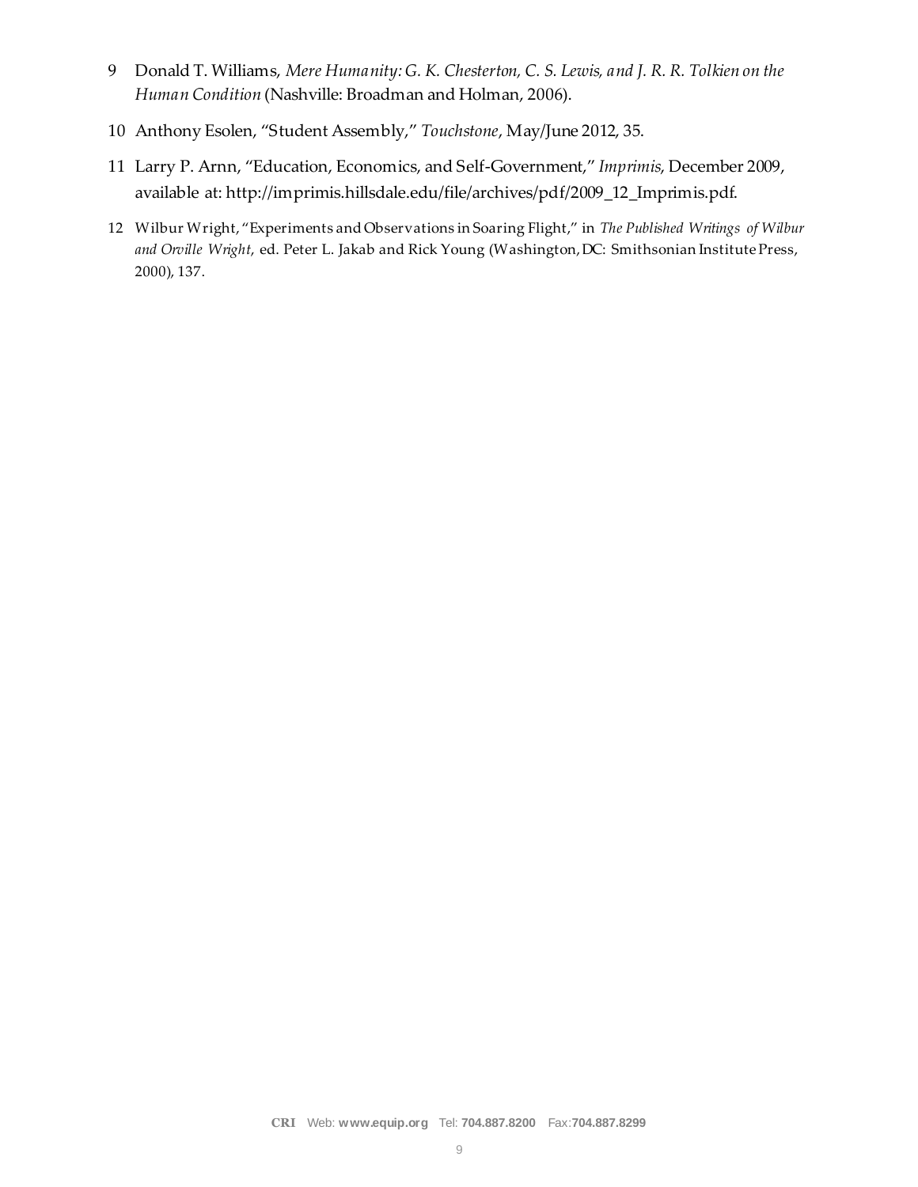9 Donald T. Williams, *Mere Humanity: G. K. Chesterton, C. S. Lewis, and J. R. R. Tolkien on the Human Condition* (Nashville: Broadman and Holman, 2006).

10 Anthony Esolen, "Student Assembly," *Touchstone*, May/June 2012, 35.

11 Larry P. Arnn, "Education, Economics, and Self-Government," *Imprimis*, December 2009, available at: http://imprimis.hillsdale.edu/file/archives/pdf/2009_12_Imprimis.pdf.

12 Wilbur Wright, "Experiments and Observations in Soaring Flight," in *The Published Writings of Wilbur and Orville Wright*, ed. Peter L. Jakab and Rick Young (Washington, DC: Smithsonian Institute Press, 2000), 137.